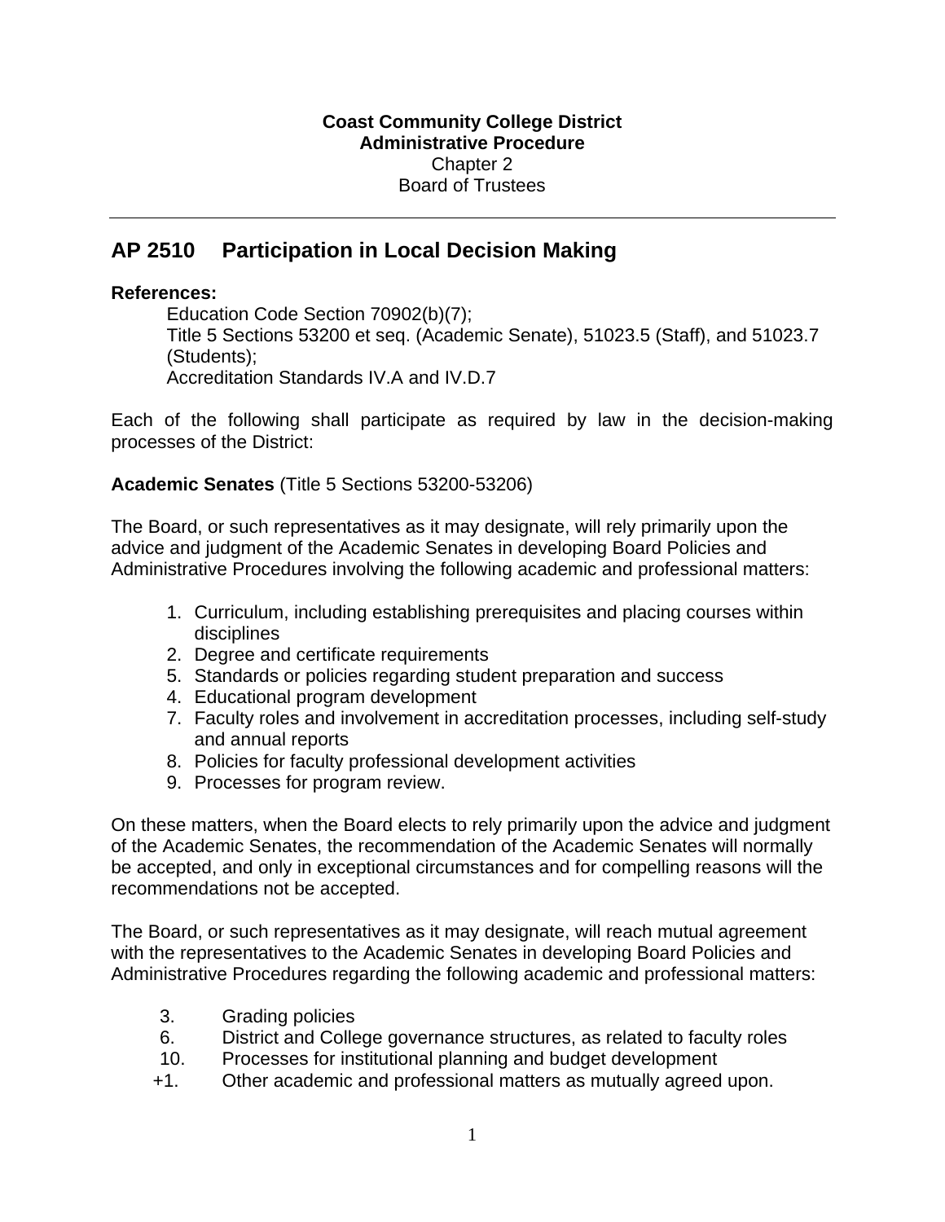**Coast Community College District**
**Administrative Procedure**
Chapter 2
Board of Trustees

---

# AP 2510 Participation in Local Decision Making

**References:**

Education Code Section 70902(b)(7);
Title 5 Sections 53200 et seq. (Academic Senate), 51023.5 (Staff), and 51023.7 (Students);
Accreditation Standards IV.A and IV.D.7

Each of the following shall participate as required by law in the decision-making processes of the District:

**Academic Senates** (Title 5 Sections 53200-53206)

The Board, or such representatives as it may designate, will rely primarily upon the advice and judgment of the Academic Senates in developing Board Policies and Administrative Procedures involving the following academic and professional matters:

1. Curriculum, including establishing prerequisites and placing courses within disciplines
2. Degree and certificate requirements
5. Standards or policies regarding student preparation and success
4. Educational program development
7. Faculty roles and involvement in accreditation processes, including self-study and annual reports
8. Policies for faculty professional development activities
9. Processes for program review.

On these matters, when the Board elects to rely primarily upon the advice and judgment of the Academic Senates, the recommendation of the Academic Senates will normally be accepted, and only in exceptional circumstances and for compelling reasons will the recommendations not be accepted.

The Board, or such representatives as it may designate, will reach mutual agreement with the representatives to the Academic Senates in developing Board Policies and Administrative Procedures regarding the following academic and professional matters:

3. Grading policies
6. District and College governance structures, as related to faculty roles
10. Processes for institutional planning and budget development
+1. Other academic and professional matters as mutually agreed upon.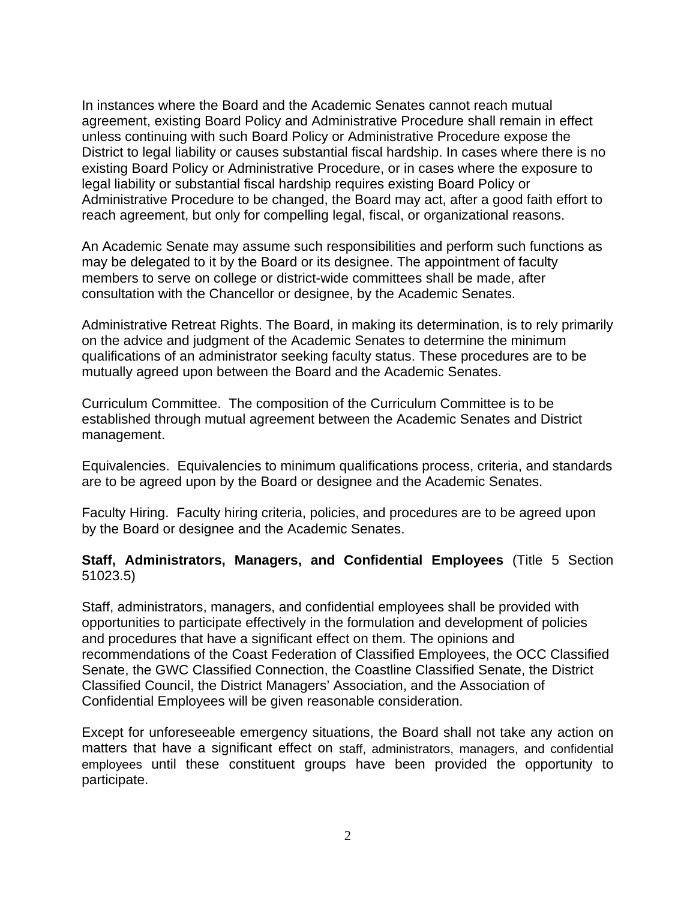In instances where the Board and the Academic Senates cannot reach mutual agreement, existing Board Policy and Administrative Procedure shall remain in effect unless continuing with such Board Policy or Administrative Procedure expose the District to legal liability or causes substantial fiscal hardship. In cases where there is no existing Board Policy or Administrative Procedure, or in cases where the exposure to legal liability or substantial fiscal hardship requires existing Board Policy or Administrative Procedure to be changed, the Board may act, after a good faith effort to reach agreement, but only for compelling legal, fiscal, or organizational reasons.

An Academic Senate may assume such responsibilities and perform such functions as may be delegated to it by the Board or its designee. The appointment of faculty members to serve on college or district-wide committees shall be made, after consultation with the Chancellor or designee, by the Academic Senates.

Administrative Retreat Rights. The Board, in making its determination, is to rely primarily on the advice and judgment of the Academic Senates to determine the minimum qualifications of an administrator seeking faculty status. These procedures are to be mutually agreed upon between the Board and the Academic Senates.

Curriculum Committee. The composition of the Curriculum Committee is to be established through mutual agreement between the Academic Senates and District management.

Equivalencies. Equivalencies to minimum qualifications process, criteria, and standards are to be agreed upon by the Board or designee and the Academic Senates.

Faculty Hiring. Faculty hiring criteria, policies, and procedures are to be agreed upon by the Board or designee and the Academic Senates.

**Staff, Administrators, Managers, and Confidential Employees** (Title 5 Section 51023.5)

Staff, administrators, managers, and confidential employees shall be provided with opportunities to participate effectively in the formulation and development of policies and procedures that have a significant effect on them. The opinions and recommendations of the Coast Federation of Classified Employees, the OCC Classified Senate, the GWC Classified Connection, the Coastline Classified Senate, the District Classified Council, the District Managers' Association, and the Association of Confidential Employees will be given reasonable consideration.

Except for unforeseeable emergency situations, the Board shall not take any action on matters that have a significant effect on staff, administrators, managers, and confidential employees until these constituent groups have been provided the opportunity to participate.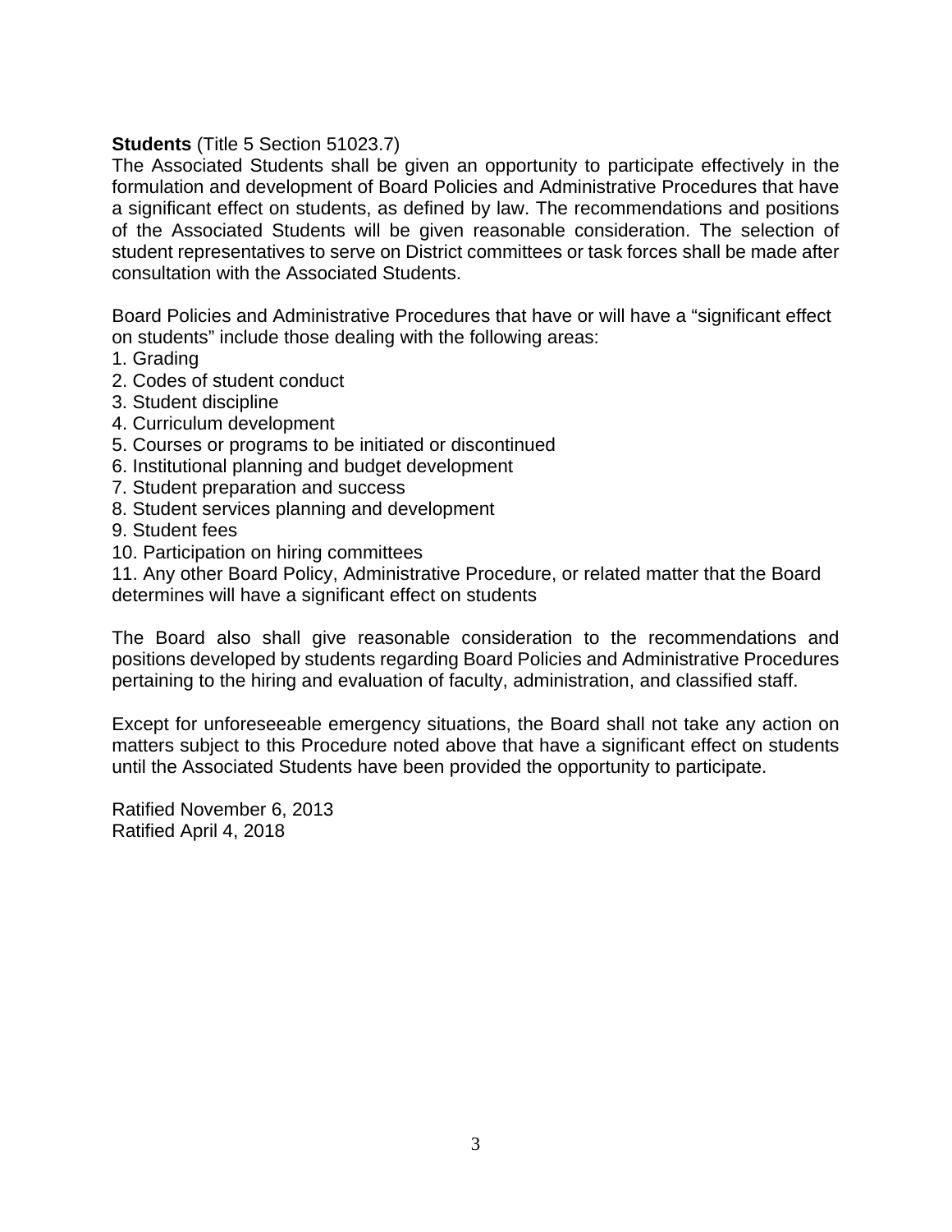**Students** (Title 5 Section 51023.7)
The Associated Students shall be given an opportunity to participate effectively in the formulation and development of Board Policies and Administrative Procedures that have a significant effect on students, as defined by law. The recommendations and positions of the Associated Students will be given reasonable consideration. The selection of student representatives to serve on District committees or task forces shall be made after consultation with the Associated Students.

Board Policies and Administrative Procedures that have or will have a "significant effect on students" include those dealing with the following areas:

1. Grading
2. Codes of student conduct
3. Student discipline
4. Curriculum development
5. Courses or programs to be initiated or discontinued
6. Institutional planning and budget development
7. Student preparation and success
8. Student services planning and development
9. Student fees
10. Participation on hiring committees
11. Any other Board Policy, Administrative Procedure, or related matter that the Board determines will have a significant effect on students

The Board also shall give reasonable consideration to the recommendations and positions developed by students regarding Board Policies and Administrative Procedures pertaining to the hiring and evaluation of faculty, administration, and classified staff.

Except for unforeseeable emergency situations, the Board shall not take any action on matters subject to this Procedure noted above that have a significant effect on students until the Associated Students have been provided the opportunity to participate.

Ratified November 6, 2013
Ratified April 4, 2018